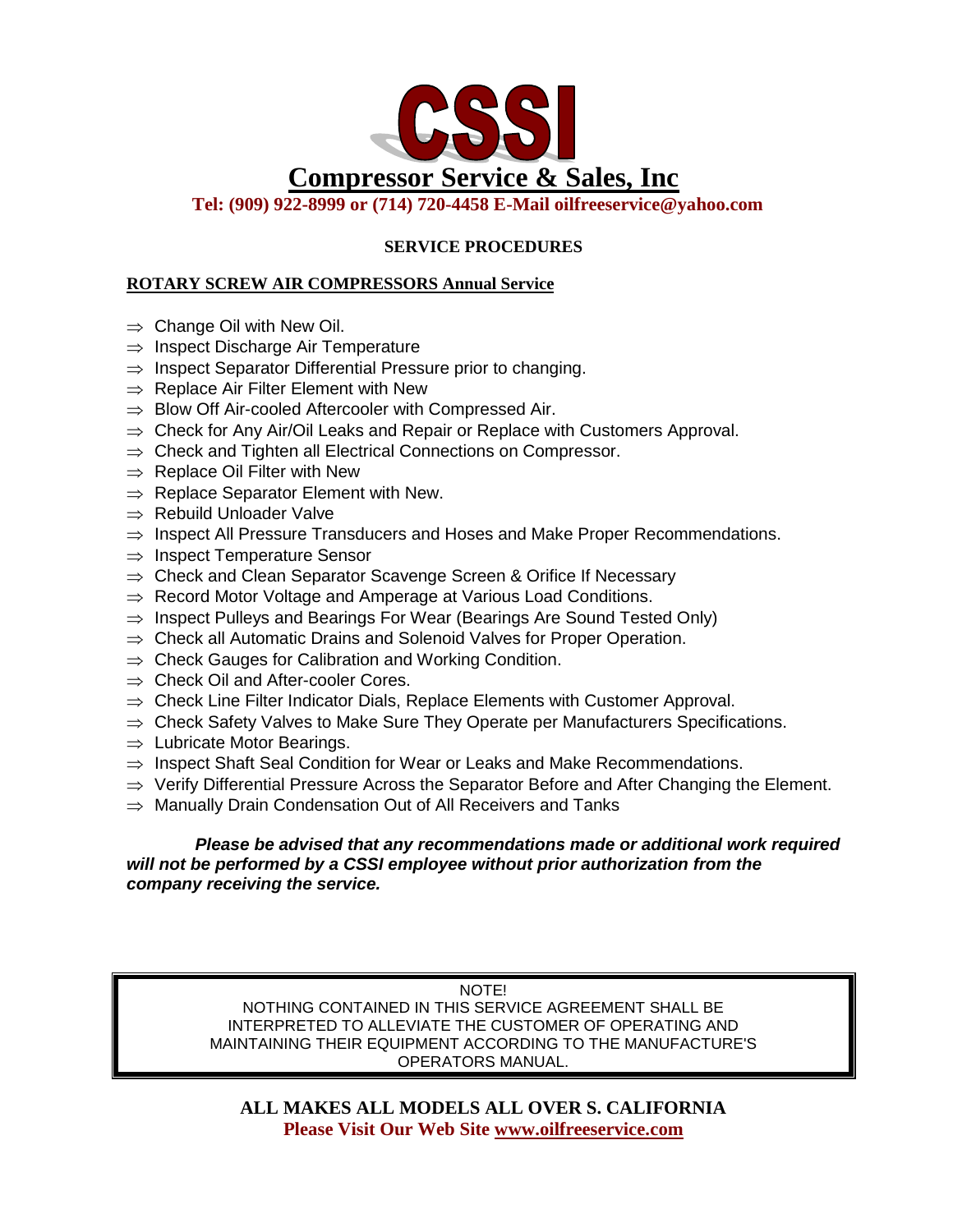# CSSI

# Compressor Service & Sales, Inc

**Tel: (909) 922-8999 or (714) 720-4458 E-Mail oilfreeservice@yahoo.com**

## SERVICE PROCEDURES

### ROTARY SCREW AIR COMPRESSORS Annual Service

- ⇒ Change Oil with New Oil.
- ⇒ Inspect Discharge Air Temperature
- ⇒ Inspect Separator Differential Pressure prior to changing.
- ⇒ Replace Air Filter Element with New
- ⇒ Blow Off Air-cooled Aftercooler with Compressed Air.
- ⇒ Check for Any Air/Oil Leaks and Repair or Replace with Customers Approval.
- ⇒ Check and Tighten all Electrical Connections on Compressor.
- ⇒ Replace Oil Filter with New
- ⇒ Replace Separator Element with New.
- ⇒ Rebuild Unloader Valve
- ⇒ Inspect All Pressure Transducers and Hoses and Make Proper Recommendations.
- ⇒ Inspect Temperature Sensor
- ⇒ Check and Clean Separator Scavenge Screen & Orifice If Necessary
- ⇒ Record Motor Voltage and Amperage at Various Load Conditions.
- ⇒ Inspect Pulleys and Bearings For Wear (Bearings Are Sound Tested Only)
- ⇒ Check all Automatic Drains and Solenoid Valves for Proper Operation.
- ⇒ Check Gauges for Calibration and Working Condition.
- ⇒ Check Oil and After-cooler Cores.
- ⇒ Check Line Filter Indicator Dials, Replace Elements with Customer Approval.
- ⇒ Check Safety Valves to Make Sure They Operate per Manufacturers Specifications.
- ⇒ Lubricate Motor Bearings.
- ⇒ Inspect Shaft Seal Condition for Wear or Leaks and Make Recommendations.
- ⇒ Verify Differential Pressure Across the Separator Before and After Changing the Element.
- ⇒ Manually Drain Condensation Out of All Receivers and Tanks

***Please be advised that any recommendations made or additional work required will not be performed by a CSSI employee without prior authorization from the company receiving the service.***

NOTE!
NOTHING CONTAINED IN THIS SERVICE AGREEMENT SHALL BE INTERPRETED TO ALLEVIATE THE CUSTOMER OF OPERATING AND MAINTAINING THEIR EQUIPMENT ACCORDING TO THE MANUFACTURE'S OPERATORS MANUAL.

**ALL MAKES ALL MODELS ALL OVER S. CALIFORNIA**
**Please Visit Our Web Site www.oilfreeservice.com**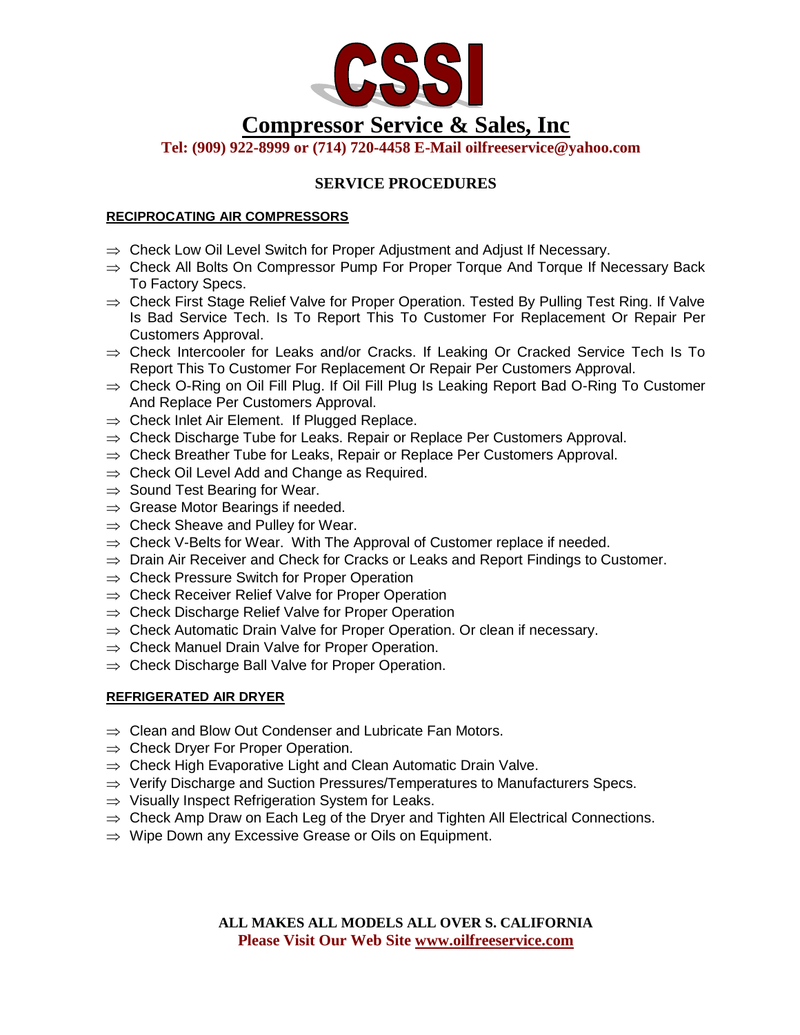# CSSI

## Compressor Service & Sales, Inc

**Tel: (909) 922-8999 or (714) 720-4458 E-Mail oilfreeservice@yahoo.com**

### SERVICE PROCEDURES

**RECIPROCATING AIR COMPRESSORS**

- ⇒ Check Low Oil Level Switch for Proper Adjustment and Adjust If Necessary.
- ⇒ Check All Bolts On Compressor Pump For Proper Torque And Torque If Necessary Back To Factory Specs.
- ⇒ Check First Stage Relief Valve for Proper Operation. Tested By Pulling Test Ring. If Valve Is Bad Service Tech. Is To Report This To Customer For Replacement Or Repair Per Customers Approval.
- ⇒ Check Intercooler for Leaks and/or Cracks. If Leaking Or Cracked Service Tech Is To Report This To Customer For Replacement Or Repair Per Customers Approval.
- ⇒ Check O-Ring on Oil Fill Plug. If Oil Fill Plug Is Leaking Report Bad O-Ring To Customer And Replace Per Customers Approval.
- ⇒ Check Inlet Air Element. If Plugged Replace.
- ⇒ Check Discharge Tube for Leaks. Repair or Replace Per Customers Approval.
- ⇒ Check Breather Tube for Leaks, Repair or Replace Per Customers Approval.
- ⇒ Check Oil Level Add and Change as Required.
- ⇒ Sound Test Bearing for Wear.
- ⇒ Grease Motor Bearings if needed.
- ⇒ Check Sheave and Pulley for Wear.
- ⇒ Check V-Belts for Wear. With The Approval of Customer replace if needed.
- ⇒ Drain Air Receiver and Check for Cracks or Leaks and Report Findings to Customer.
- ⇒ Check Pressure Switch for Proper Operation
- ⇒ Check Receiver Relief Valve for Proper Operation
- ⇒ Check Discharge Relief Valve for Proper Operation
- ⇒ Check Automatic Drain Valve for Proper Operation. Or clean if necessary.
- ⇒ Check Manuel Drain Valve for Proper Operation.
- ⇒ Check Discharge Ball Valve for Proper Operation.

**REFRIGERATED AIR DRYER**

- ⇒ Clean and Blow Out Condenser and Lubricate Fan Motors.
- ⇒ Check Dryer For Proper Operation.
- ⇒ Check High Evaporative Light and Clean Automatic Drain Valve.
- ⇒ Verify Discharge and Suction Pressures/Temperatures to Manufacturers Specs.
- ⇒ Visually Inspect Refrigeration System for Leaks.
- ⇒ Check Amp Draw on Each Leg of the Dryer and Tighten All Electrical Connections.
- ⇒ Wipe Down any Excessive Grease or Oils on Equipment.

**ALL MAKES ALL MODELS ALL OVER S. CALIFORNIA**
**Please Visit Our Web Site www.oilfreeservice.com**